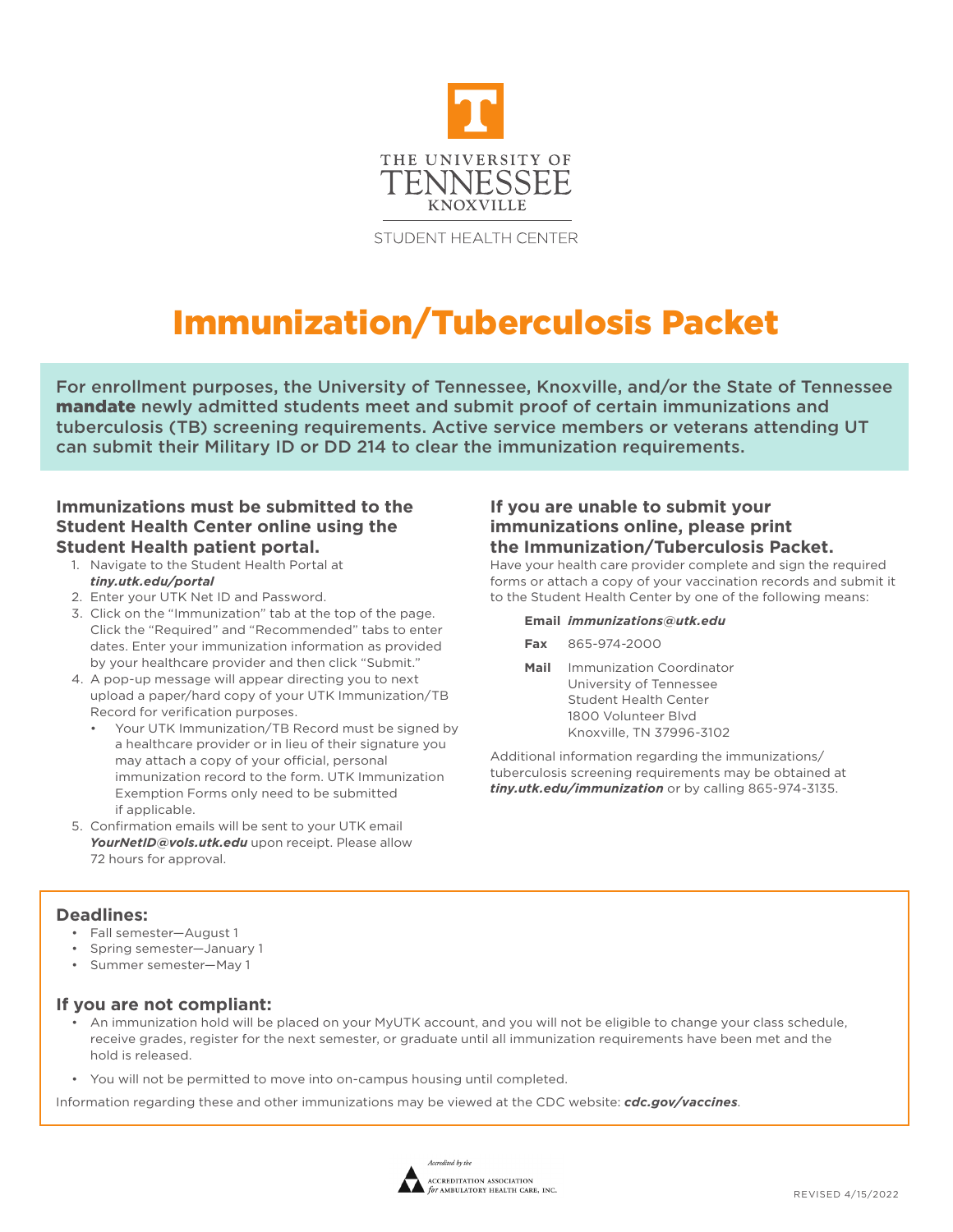THE UNIVERSITY OF TENNESSEE KNOXVILLE

STUDENT HEALTH CENTER

# Immunization/Tuberculosis Packet

**For enrollment purposes, the University of Tennessee, Knoxville, and/or the State of Tennessee mandate newly admitted students meet and submit proof of certain immunizations and tuberculosis (TB) screening requirements. Active service members or veterans attending UT can submit their Military ID or DD 214 to clear the immunization requirements.**

### Immunizations must be submitted to the Student Health Center online using the Student Health patient portal.

1. Navigate to the Student Health Portal at ***tiny.utk.edu/portal***
2. Enter your UTK Net ID and Password.
3. Click on the "Immunization" tab at the top of the page. Click the "Required" and "Recommended" tabs to enter dates. Enter your immunization information as provided by your healthcare provider and then click "Submit."
4. A pop-up message will appear directing you to next upload a paper/hard copy of your UTK Immunization/TB Record for verification purposes.
   - Your UTK Immunization/TB Record must be signed by a healthcare provider or in lieu of their signature you may attach a copy of your official, personal immunization record to the form. UTK Immunization Exemption Forms only need to be submitted if applicable.
5. Confirmation emails will be sent to your UTK email ***YourNetID@vols.utk.edu*** upon receipt. Please allow 72 hours for approval.

### If you are unable to submit your immunizations online, please print the Immunization/Tuberculosis Packet.

Have your health care provider complete and sign the required forms or attach a copy of your vaccination records and submit it to the Student Health Center by one of the following means:

**Email** ***immunizations@utk.edu***

**Fax** 865-974-2000

**Mail** Immunization Coordinator
University of Tennessee
Student Health Center
1800 Volunteer Blvd
Knoxville, TN 37996-3102

Additional information regarding the immunizations/tuberculosis screening requirements may be obtained at ***tiny.utk.edu/immunization*** or by calling 865-974-3135.

### Deadlines:

- Fall semester—August 1
- Spring semester—January 1
- Summer semester—May 1

### If you are not compliant:

- An immunization hold will be placed on your MyUTK account, and you will not be eligible to change your class schedule, receive grades, register for the next semester, or graduate until all immunization requirements have been met and the hold is released.
- You will not be permitted to move into on-campus housing until completed.

Information regarding these and other immunizations may be viewed at the CDC website: ***cdc.gov/vaccines***.

Accredited by the Accreditation Association for Ambulatory Health Care, Inc.

REVISED 4/15/2022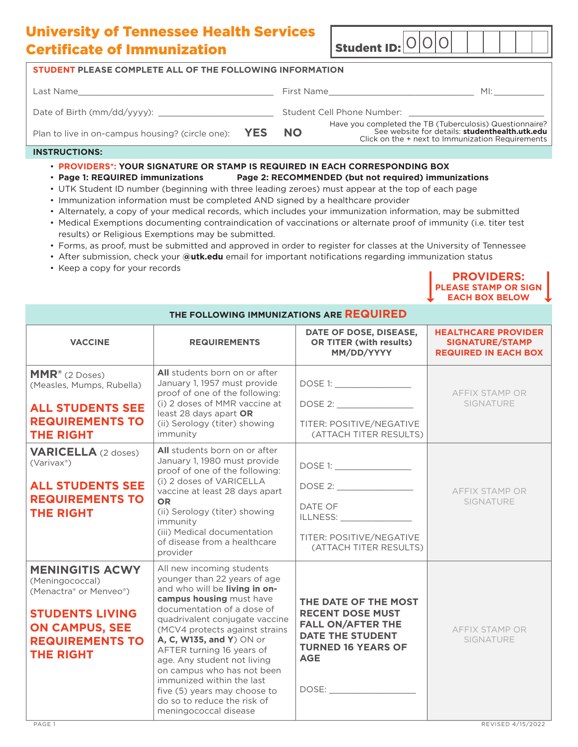# University of Tennessee Health Services Certificate of Immunization

**Student ID:** 0 0 0 _ _ _ _ _ _

**STUDENT PLEASE COMPLETE ALL OF THE FOLLOWING INFORMATION**

Last Name________________________________________ First Name______________________________ MI:__________

Date of Birth (mm/dd/yyyy): ________________________ Student Cell Phone Number: ___________________________

Plan to live in on-campus housing? (circle one): **YES** **NO**

Have you completed the TB (Tuberculosis) Questionnaire? See website for details: **studenthealth.utk.edu** Click on the + next to Immunization Requirements

**INSTRUCTIONS:**

- **PROVIDERS*: YOUR SIGNATURE OR STAMP IS REQUIRED IN EACH CORRESPONDING BOX**
- **Page 1: REQUIRED immunizations** **Page 2: RECOMMENDED (but not required) immunizations**
- UTK Student ID number (beginning with three leading zeroes) must appear at the top of each page
- Immunization information must be completed AND signed by a healthcare provider
- Alternately, a copy of your medical records, which includes your immunization information, may be submitted
- Medical Exemptions documenting contraindication of vaccinations or alternate proof of immunity (i.e. titer test results) or Religious Exemptions may be submitted.
- Forms, as proof, must be submitted and approved in order to register for classes at the University of Tennessee
- After submission, check your **@utk.edu** email for important notifications regarding immunization status
- Keep a copy for your records

**PROVIDERS: PLEASE STAMP OR SIGN EACH BOX BELOW**

**THE FOLLOWING IMMUNIZATIONS ARE REQUIRED**

| VACCINE | REQUIREMENTS | DATE OF DOSE, DISEASE, OR TITER (with results) MM/DD/YYYY | HEALTHCARE PROVIDER SIGNATURE/STAMP REQUIRED IN EACH BOX |
|---|---|---|---|
| **MMR®** (2 Doses) (Measles, Mumps, Rubella) **ALL STUDENTS SEE REQUIREMENTS TO THE RIGHT** | **All** students born on or after January 1, 1957 must provide proof of one of the following: (i) 2 doses of MMR vaccine at least 28 days apart **OR** (ii) Serology (titer) showing immunity | DOSE 1: _______________ DOSE 2: _______________ TITER: POSITIVE/NEGATIVE (ATTACH TITER RESULTS) | AFFIX STAMP OR SIGNATURE |
| **VARICELLA** (2 doses) (Varivax®) **ALL STUDENTS SEE REQUIREMENTS TO THE RIGHT** | **All** students born on or after January 1, 1980 must provide proof of one of the following: (i) 2 doses of VARICELLA vaccine at least 28 days apart **OR** (ii) Serology (titer) showing immunity (iii) Medical documentation of disease from a healthcare provider | DOSE 1: _______________ DOSE 2: _______________ DATE OF ILLNESS: _______________ TITER: POSITIVE/NEGATIVE (ATTACH TITER RESULTS) | AFFIX STAMP OR SIGNATURE |
| **MENINGITIS ACWY** (Meningococcal) (Menactra® or Menveo®) **STUDENTS LIVING ON CAMPUS, SEE REQUIREMENTS TO THE RIGHT** | All new incoming students younger than 22 years of age and who will be **living in on-campus housing** must have documentation of a dose of quadrivalent conjugate vaccine (MCV4 protects against strains **A, C, W135, and Y**) ON or AFTER turning 16 years of age. Any student not living on campus who has not been immunized within the last five (5) years may choose to do so to reduce the risk of meningococcal disease | **THE DATE OF THE MOST RECENT DOSE MUST FALL ON/AFTER THE DATE THE STUDENT TURNED 16 YEARS OF AGE** DOSE: __________________ | AFFIX STAMP OR SIGNATURE |

REVISED 4/15/2022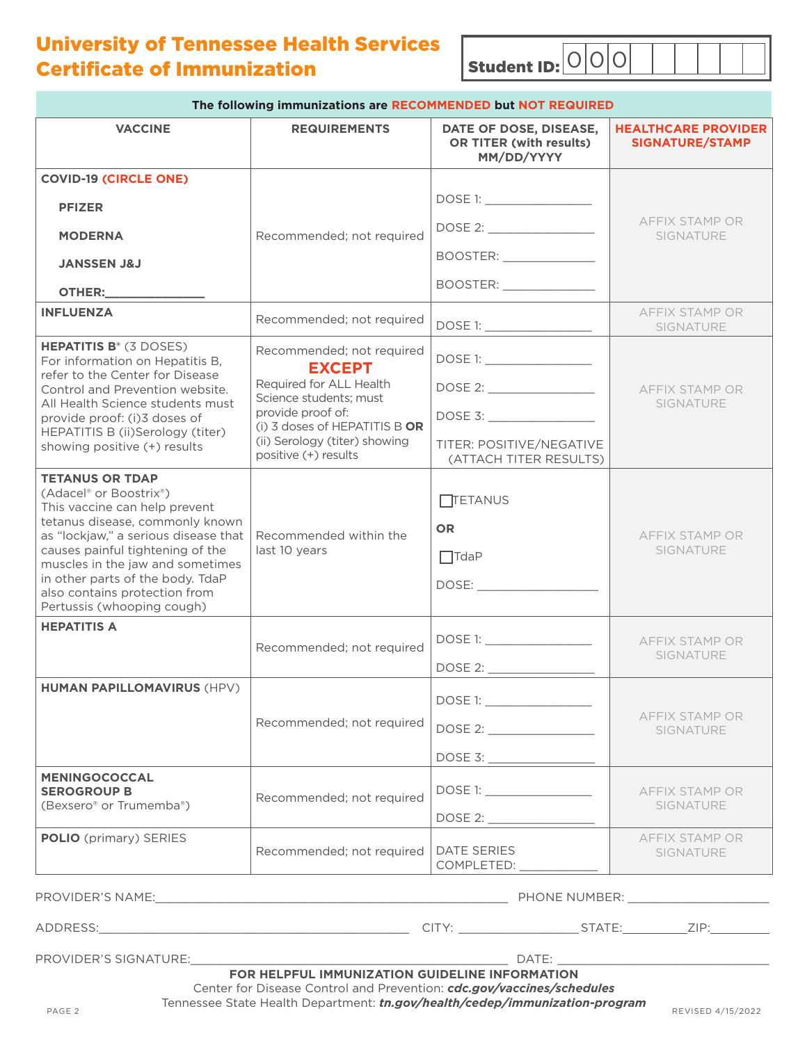# University of Tennessee Health Services Certificate of Immunization

**Student ID:** 0 0 0 _ _ _ _ _ _

**The following immunizations are RECOMMENDED but NOT REQUIRED**

| VACCINE | REQUIREMENTS | DATE OF DOSE, DISEASE, OR TITER (with results) MM/DD/YYYY | HEALTHCARE PROVIDER SIGNATURE/STAMP |
|---|---|---|---|
| **COVID-19 (CIRCLE ONE)**<br>**PFIZER**<br>**MODERNA**<br>**JANSSEN J&J**<br>**OTHER:**______________ | Recommended; not required | DOSE 1: _______________<br>DOSE 2: _______________<br>BOOSTER: _____________<br>BOOSTER: _____________ | AFFIX STAMP OR SIGNATURE |
| **INFLUENZA** | Recommended; not required | DOSE 1: _______________ | AFFIX STAMP OR SIGNATURE |
| **HEPATITIS B**® (3 DOSES)<br>For information on Hepatitis B, refer to the Center for Disease Control and Prevention website. All Health Science students must provide proof: (i)3 doses of HEPATITIS B (ii)Serology (titer) showing positive (+) results | Recommended; not required<br>**EXCEPT**<br>Required for ALL Health Science students; must provide proof of:<br>(i) 3 doses of HEPATITIS B **OR**<br>(ii) Serology (titer) showing positive (+) results | DOSE 1: _______________<br>DOSE 2: _______________<br>DOSE 3: _______________<br>TITER: POSITIVE/NEGATIVE (ATTACH TITER RESULTS) | AFFIX STAMP OR SIGNATURE |
| **TETANUS OR TDAP**<br>(Adacel® or Boostrix®)<br>This vaccine can help prevent tetanus disease, commonly known as "lockjaw," a serious disease that causes painful tightening of the muscles in the jaw and sometimes in other parts of the body. TdaP also contains protection from Pertussis (whooping cough) | Recommended within the last 10 years | ☐ TETANUS<br>**OR**<br>☐ TdaP<br>DOSE: _________________ | AFFIX STAMP OR SIGNATURE |
| **HEPATITIS A** | Recommended; not required | DOSE 1: _______________<br>DOSE 2: _______________ | AFFIX STAMP OR SIGNATURE |
| **HUMAN PAPILLOMAVIRUS** (HPV) | Recommended; not required | DOSE 1: _______________<br>DOSE 2: _______________<br>DOSE 3: _______________ | AFFIX STAMP OR SIGNATURE |
| **MENINGOCOCCAL SEROGROUP B**<br>(Bexsero® or Trumemba®) | Recommended; not required | DOSE 1: _______________<br>DOSE 2: _______________ | AFFIX STAMP OR SIGNATURE |
| **POLIO** (primary) SERIES | Recommended; not required | DATE SERIES COMPLETED: ___________ | AFFIX STAMP OR SIGNATURE |

PROVIDER'S NAME:______________________________________________ PHONE NUMBER: ____________________

ADDRESS:____________________________________________ CITY: _________________ STATE:_________ZIP:_________

PROVIDER'S SIGNATURE:____________________________________________ DATE: ______________________________

**FOR HELPFUL IMMUNIZATION GUIDELINE INFORMATION**

Center for Disease Control and Prevention: ***cdc.gov/vaccines/schedules***

Tennessee State Health Department: ***tn.gov/health/cedep/immunization-program***

REVISED 4/15/2022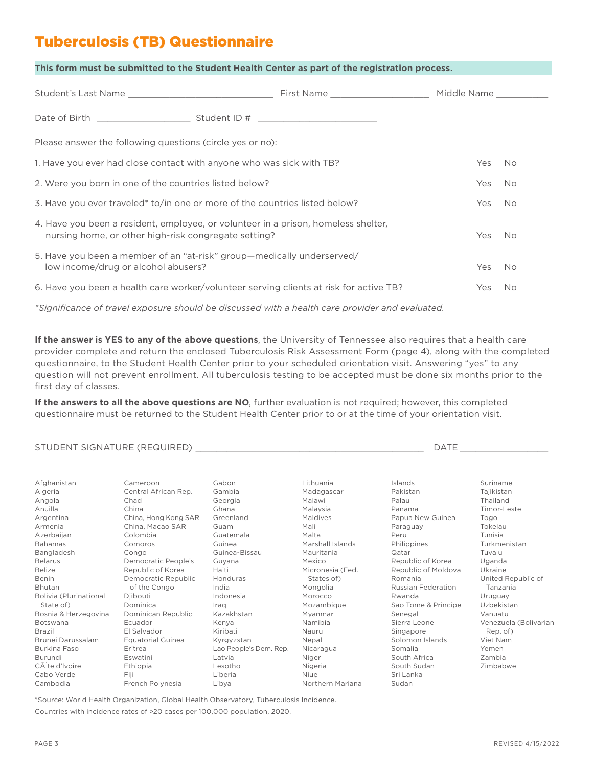# Tuberculosis (TB) Questionnaire

**This form must be submitted to the Student Health Center as part of the registration process.**

Student's Last Name ____________________________ First Name ___________________ Middle Name __________

Date of Birth __________________ Student ID # _______________________

Please answer the following questions (circle yes or no):

| | | |
|---|---|---|
| 1. Have you ever had close contact with anyone who was sick with TB? | Yes | No |
| 2. Were you born in one of the countries listed below? | Yes | No |
| 3. Have you ever traveled* to/in one or more of the countries listed below? | Yes | No |
| 4. Have you been a resident, employee, or volunteer in a prison, homeless shelter, nursing home, or other high-risk congregate setting? | Yes | No |
| 5. Have you been a member of an "at-risk" group—medically underserved/ low income/drug or alcohol abusers? | Yes | No |
| 6. Have you been a health care worker/volunteer serving clients at risk for active TB? | Yes | No |

*\*Significance of travel exposure should be discussed with a health care provider and evaluated.*

**If the answer is YES to any of the above questions**, the University of Tennessee also requires that a health care provider complete and return the enclosed Tuberculosis Risk Assessment Form (page 4), along with the completed questionnaire, to the Student Health Center prior to your scheduled orientation visit. Answering "yes" to any question will not prevent enrollment. All tuberculosis testing to be accepted must be done six months prior to the first day of classes.

**If the answers to all the above questions are NO**, further evaluation is not required; however, this completed questionnaire must be returned to the Student Health Center prior to or at the time of your orientation visit.

STUDENT SIGNATURE (REQUIRED) _____________________________________________ DATE _________________

Afghanistan
Algeria
Angola
Anuilla
Argentina
Armenia
Azerbaijan
Bahamas
Bangladesh
Belarus
Belize
Benin
Bhutan
Bolivia (Plurinational State of)
Bosnia & Herzegovina
Botswana
Brazil
Brunei Darussalam
Burkina Faso
Burundi
CÃ´te d'Ivoire
Cabo Verde
Cambodia
Cameroon
Central African Rep.
Chad
China
China, Hong Kong SAR
China, Macao SAR
Colombia
Comoros
Congo
Democratic People's Republic of Korea
Democratic Republic of the Congo
Djibouti
Dominica
Dominican Republic
Ecuador
El Salvador
Equatorial Guinea
Eritrea
Eswatini
Ethiopia
Fiji
French Polynesia
Gabon
Gambia
Georgia
Ghana
Greenland
Guam
Guatemala
Guinea
Guinea-Bissau
Guyana
Haiti
Honduras
India
Indonesia
Iraq
Kazakhstan
Kenya
Kiribati
Kyrgyzstan
Lao People's Dem. Rep.
Latvia
Lesotho
Liberia
Libya
Lithuania
Madagascar
Malawi
Malaysia
Maldives
Mali
Malta
Marshall Islands
Mauritania
Mexico
Micronesia (Fed. States of)
Mongolia
Morocco
Mozambique
Myanmar
Namibia
Nauru
Nepal
Nicaragua
Niger
Nigeria
Niue
Northern Mariana Islands
Pakistan
Palau
Panama
Papua New Guinea
Paraguay
Peru
Philippines
Qatar
Republic of Korea
Republic of Moldova
Romania
Russian Federation
Rwanda
Sao Tome & Principe
Senegal
Sierra Leone
Singapore
Solomon Islands
Somalia
South Africa
South Sudan
Sri Lanka
Sudan
Suriname
Tajikistan
Thailand
Timor-Leste
Togo
Tokelau
Tunisia
Turkmenistan
Tuvalu
Uganda
Ukraine
United Republic of Tanzania
Uruguay
Uzbekistan
Vanuatu
Venezuela (Bolivarian Rep. of)
Viet Nam
Yemen
Zambia
Zimbabwe

*Source: World Health Organization, Global Health Observatory, Tuberculosis Incidence.

Countries with incidence rates of >20 cases per 100,000 population, 2020.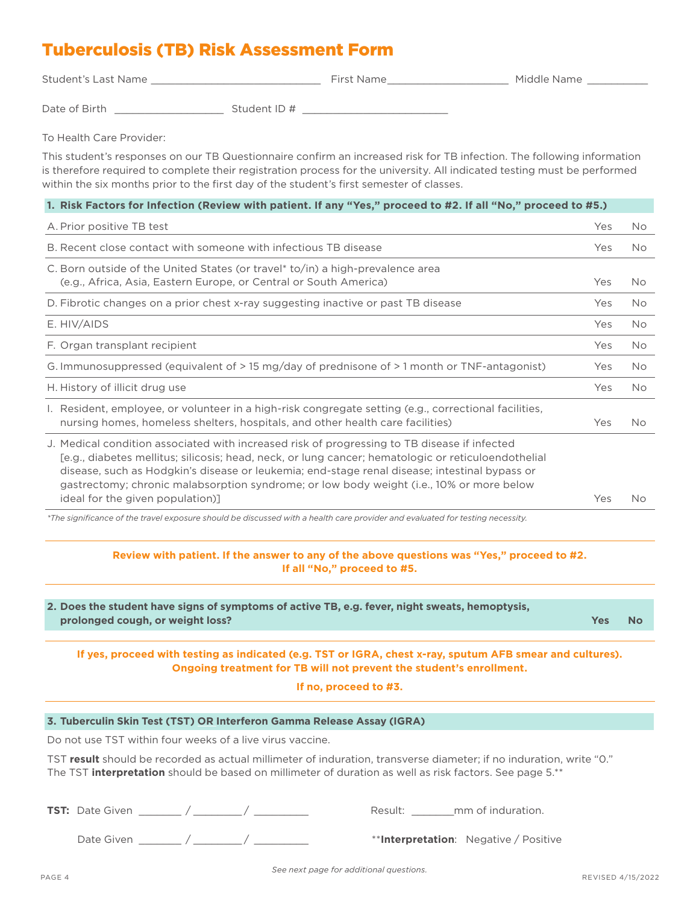# Tuberculosis (TB) Risk Assessment Form

Student's Last Name ____________________________ First Name____________________ Middle Name __________

Date of Birth __________________ Student ID # ________________________

To Health Care Provider:

This student's responses on our TB Questionnaire confirm an increased risk for TB infection. The following information is therefore required to complete their registration process for the university. All indicated testing must be performed within the six months prior to the first day of the student's first semester of classes.

| **1. Risk Factors for Infection (Review with patient. If any "Yes," proceed to #2. If all "No," proceed to #5.)** | | |
|---|---|---|
| A. Prior positive TB test | Yes | No |
| B. Recent close contact with someone with infectious TB disease | Yes | No |
| C. Born outside of the United States (or travel* to/in) a high-prevalence area (e.g., Africa, Asia, Eastern Europe, or Central or South America) | Yes | No |
| D. Fibrotic changes on a prior chest x-ray suggesting inactive or past TB disease | Yes | No |
| E. HIV/AIDS | Yes | No |
| F. Organ transplant recipient | Yes | No |
| G. Immunosuppressed (equivalent of > 15 mg/day of prednisone of > 1 month or TNF-antagonist) | Yes | No |
| H. History of illicit drug use | Yes | No |
| I. Resident, employee, or volunteer in a high-risk congregate setting (e.g., correctional facilities, nursing homes, homeless shelters, hospitals, and other health care facilities) | Yes | No |
| J. Medical condition associated with increased risk of progressing to TB disease if infected [e.g., diabetes mellitus; silicosis; head, neck, or lung cancer; hematologic or reticuloendothelial disease, such as Hodgkin's disease or leukemia; end-stage renal disease; intestinal bypass or gastrectomy; chronic malabsorption syndrome; or low body weight (i.e., 10% or more below ideal for the given population)] | Yes | No |

*\*The significance of the travel exposure should be discussed with a health care provider and evaluated for testing necessity.*

**Review with patient. If the answer to any of the above questions was "Yes," proceed to #2. If all "No," proceed to #5.**

| **2. Does the student have signs of symptoms of active TB, e.g. fever, night sweats, hemoptysis, prolonged cough, or weight loss?** | **Yes** | **No** |
|---|---|---|

**If yes, proceed with testing as indicated (e.g. TST or IGRA, chest x-ray, sputum AFB smear and cultures). Ongoing treatment for TB will not prevent the student's enrollment.**

**If no, proceed to #3.**

### 3. Tuberculin Skin Test (TST) OR Interferon Gamma Release Assay (IGRA)

Do not use TST within four weeks of a live virus vaccine.

TST **result** should be recorded as actual millimeter of induration, transverse diameter; if no induration, write "0." The TST **interpretation** should be based on millimeter of duration as well as risk factors. See page 5.**

**TST:** Date Given _______ / ________/ _________ Result: _______mm of induration.

Date Given _______ / ________/ _________ ****Interpretation**: Negative / Positive

*See next page for additional questions.*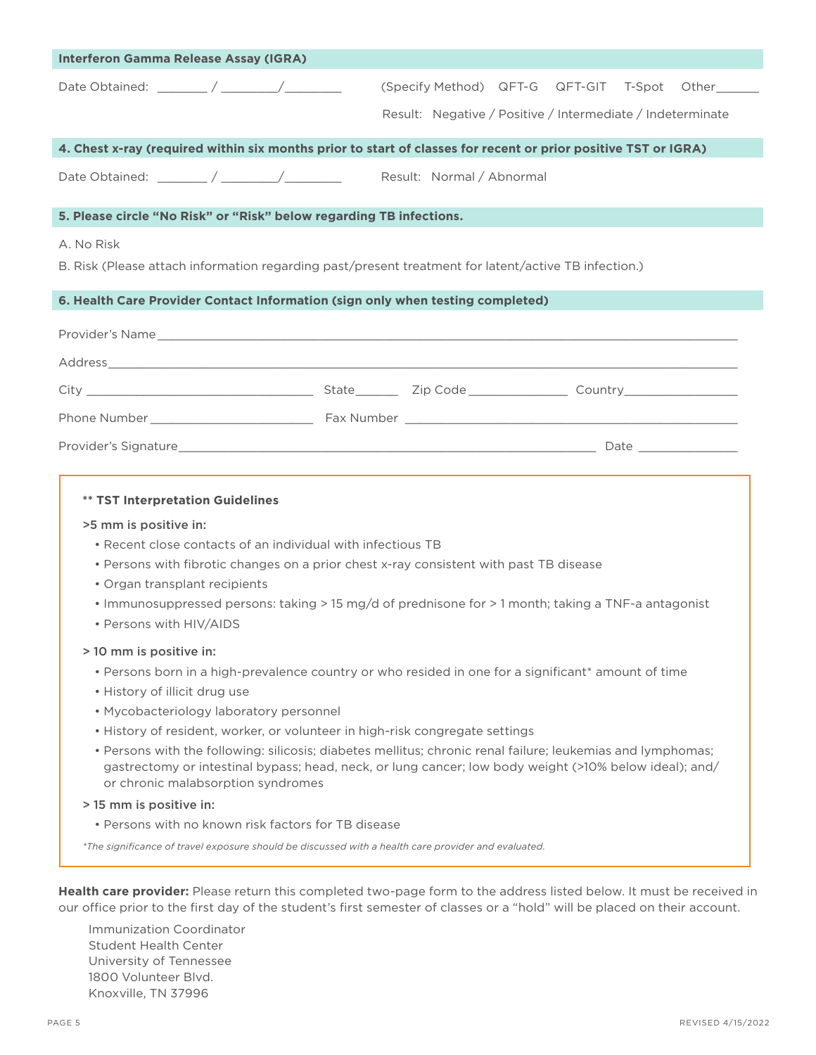## Interferon Gamma Release Assay (IGRA)

Date Obtained: _______ / ________/________ (Specify Method) QFT-G QFT-GIT T-Spot Other______

Result: Negative / Positive / Intermediate / Indeterminate

## 4. Chest x-ray (required within six months prior to start of classes for recent or prior positive TST or IGRA)

Date Obtained: _______ / ________/________ Result: Normal / Abnormal

## 5. Please circle "No Risk" or "Risk" below regarding TB infections.

A. No Risk

B. Risk (Please attach information regarding past/present treatment for latent/active TB infection.)

## 6. Health Care Provider Contact Information (sign only when testing completed)

Provider's Name________________________________________________________________________________

Address________________________________________________________________________________________

City _________________________________ State______ Zip Code ______________ Country________________

Phone Number _______________________ Fax Number _______________________________________________

Provider's Signature__________________________________________________________ Date ______________

**\*\* TST Interpretation Guidelines**

**>5 mm is positive in:**

- Recent close contacts of an individual with infectious TB
- Persons with fibrotic changes on a prior chest x-ray consistent with past TB disease
- Organ transplant recipients
- Immunosuppressed persons: taking > 15 mg/d of prednisone for > 1 month; taking a TNF-a antagonist
- Persons with HIV/AIDS

**> 10 mm is positive in:**

- Persons born in a high-prevalence country or who resided in one for a significant* amount of time
- History of illicit drug use
- Mycobacteriology laboratory personnel
- History of resident, worker, or volunteer in high-risk congregate settings
- Persons with the following: silicosis; diabetes mellitus; chronic renal failure; leukemias and lymphomas; gastrectomy or intestinal bypass; head, neck, or lung cancer; low body weight (>10% below ideal); and/or chronic malabsorption syndromes

**> 15 mm is positive in:**

- Persons with no known risk factors for TB disease

*\*The significance of travel exposure should be discussed with a health care provider and evaluated.*

**Health care provider:** Please return this completed two-page form to the address listed below. It must be received in our office prior to the first day of the student's first semester of classes or a "hold" will be placed on their account.

Immunization Coordinator
Student Health Center
University of Tennessee
1800 Volunteer Blvd.
Knoxville, TN 37996

REVISED 4/15/2022